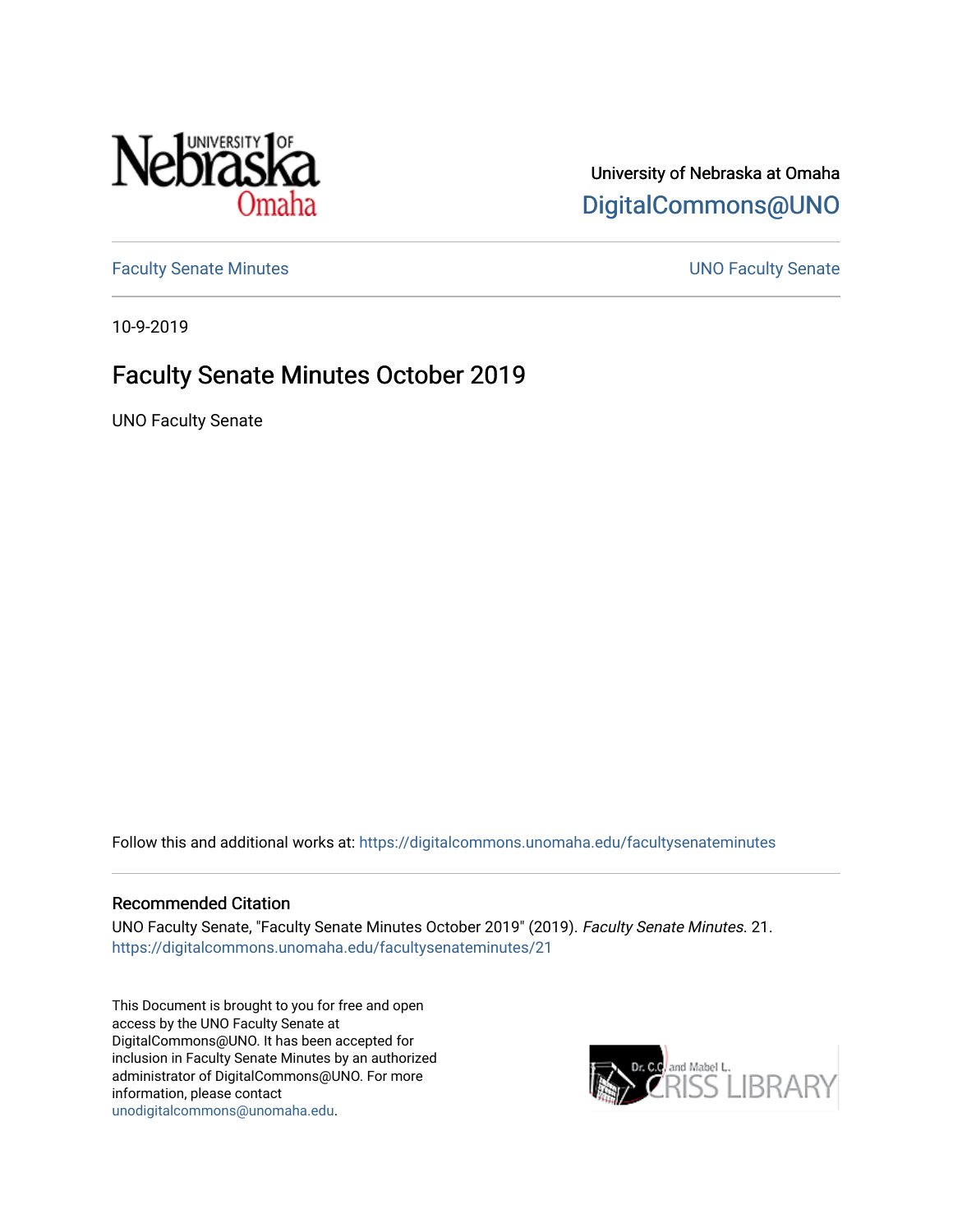University of Nebraska at Omaha

DigitalCommons@UNO

Faculty Senate Minutes

UNO Faculty Senate

10-9-2019

# Faculty Senate Minutes October 2019

UNO Faculty Senate

Follow this and additional works at: https://digitalcommons.unomaha.edu/facultysenateminutes

## Recommended Citation

UNO Faculty Senate, "Faculty Senate Minutes October 2019" (2019). *Faculty Senate Minutes*. 21.
https://digitalcommons.unomaha.edu/facultysenateminutes/21

This Document is brought to you for free and open access by the UNO Faculty Senate at DigitalCommons@UNO. It has been accepted for inclusion in Faculty Senate Minutes by an authorized administrator of DigitalCommons@UNO. For more information, please contact unodigitalcommons@unomaha.edu.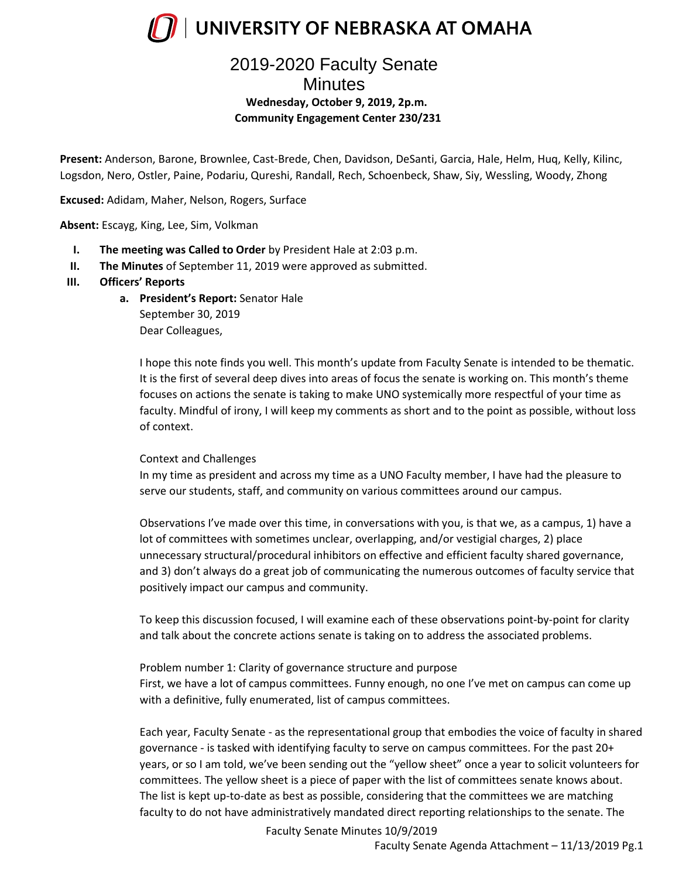# UNIVERSITY OF NEBRASKA AT OMAHA

## 2019-2020 Faculty Senate Minutes

**Wednesday, October 9, 2019, 2p.m.**
**Community Engagement Center 230/231**

**Present:** Anderson, Barone, Brownlee, Cast-Brede, Chen, Davidson, DeSanti, Garcia, Hale, Helm, Huq, Kelly, Kilinc, Logsdon, Nero, Ostler, Paine, Podariu, Qureshi, Randall, Rech, Schoenbeck, Shaw, Siy, Wessling, Woody, Zhong

**Excused:** Adidam, Maher, Nelson, Rogers, Surface

**Absent:** Escayg, King, Lee, Sim, Volkman

I. **The meeting was Called to Order** by President Hale at 2:03 p.m.
II. **The Minutes** of September 11, 2019 were approved as submitted.
III. **Officers' Reports**
   a. **President's Report:** Senator Hale

September 30, 2019
Dear Colleagues,

I hope this note finds you well. This month's update from Faculty Senate is intended to be thematic. It is the first of several deep dives into areas of focus the senate is working on. This month's theme focuses on actions the senate is taking to make UNO systemically more respectful of your time as faculty. Mindful of irony, I will keep my comments as short and to the point as possible, without loss of context.

Context and Challenges
In my time as president and across my time as a UNO Faculty member, I have had the pleasure to serve our students, staff, and community on various committees around our campus.

Observations I've made over this time, in conversations with you, is that we, as a campus, 1) have a lot of committees with sometimes unclear, overlapping, and/or vestigial charges, 2) place unnecessary structural/procedural inhibitors on effective and efficient faculty shared governance, and 3) don't always do a great job of communicating the numerous outcomes of faculty service that positively impact our campus and community.

To keep this discussion focused, I will examine each of these observations point-by-point for clarity and talk about the concrete actions senate is taking on to address the associated problems.

Problem number 1: Clarity of governance structure and purpose
First, we have a lot of campus committees. Funny enough, no one I've met on campus can come up with a definitive, fully enumerated, list of campus committees.

Each year, Faculty Senate - as the representational group that embodies the voice of faculty in shared governance - is tasked with identifying faculty to serve on campus committees. For the past 20+ years, or so I am told, we've been sending out the "yellow sheet" once a year to solicit volunteers for committees. The yellow sheet is a piece of paper with the list of committees senate knows about. The list is kept up-to-date as best as possible, considering that the committees we are matching faculty to do not have administratively mandated direct reporting relationships to the senate. The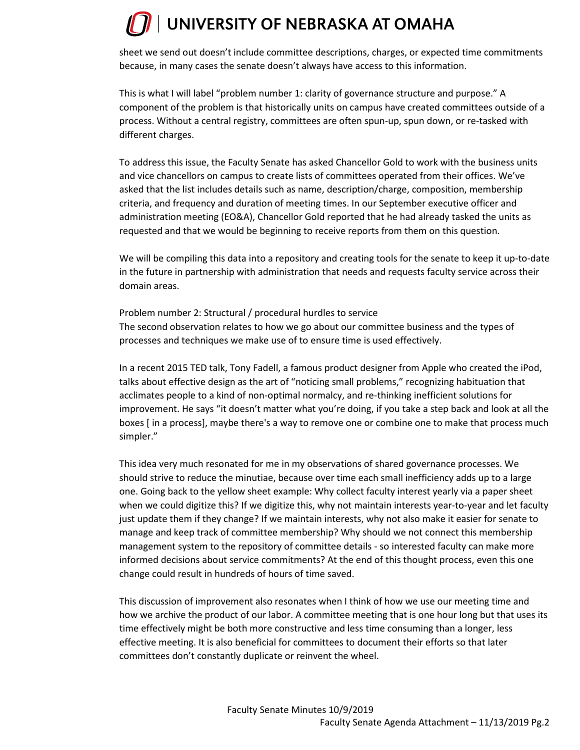sheet we send out doesn't include committee descriptions, charges, or expected time commitments because, in many cases the senate doesn't always have access to this information.

This is what I will label "problem number 1: clarity of governance structure and purpose." A component of the problem is that historically units on campus have created committees outside of a process. Without a central registry, committees are often spun-up, spun down, or re-tasked with different charges.

To address this issue, the Faculty Senate has asked Chancellor Gold to work with the business units and vice chancellors on campus to create lists of committees operated from their offices. We've asked that the list includes details such as name, description/charge, composition, membership criteria, and frequency and duration of meeting times. In our September executive officer and administration meeting (EO&A), Chancellor Gold reported that he had already tasked the units as requested and that we would be beginning to receive reports from them on this question.

We will be compiling this data into a repository and creating tools for the senate to keep it up-to-date in the future in partnership with administration that needs and requests faculty service across their domain areas.

Problem number 2: Structural / procedural hurdles to service

The second observation relates to how we go about our committee business and the types of processes and techniques we make use of to ensure time is used effectively.

In a recent 2015 TED talk, Tony Fadell, a famous product designer from Apple who created the iPod, talks about effective design as the art of "noticing small problems," recognizing habituation that acclimates people to a kind of non-optimal normalcy, and re-thinking inefficient solutions for improvement. He says "it doesn't matter what you're doing, if you take a step back and look at all the boxes [ in a process], maybe there's a way to remove one or combine one to make that process much simpler."

This idea very much resonated for me in my observations of shared governance processes. We should strive to reduce the minutiae, because over time each small inefficiency adds up to a large one. Going back to the yellow sheet example: Why collect faculty interest yearly via a paper sheet when we could digitize this? If we digitize this, why not maintain interests year-to-year and let faculty just update them if they change? If we maintain interests, why not also make it easier for senate to manage and keep track of committee membership? Why should we not connect this membership management system to the repository of committee details - so interested faculty can make more informed decisions about service commitments? At the end of this thought process, even this one change could result in hundreds of hours of time saved.

This discussion of improvement also resonates when I think of how we use our meeting time and how we archive the product of our labor. A committee meeting that is one hour long but that uses its time effectively might be both more constructive and less time consuming than a longer, less effective meeting. It is also beneficial for committees to document their efforts so that later committees don't constantly duplicate or reinvent the wheel.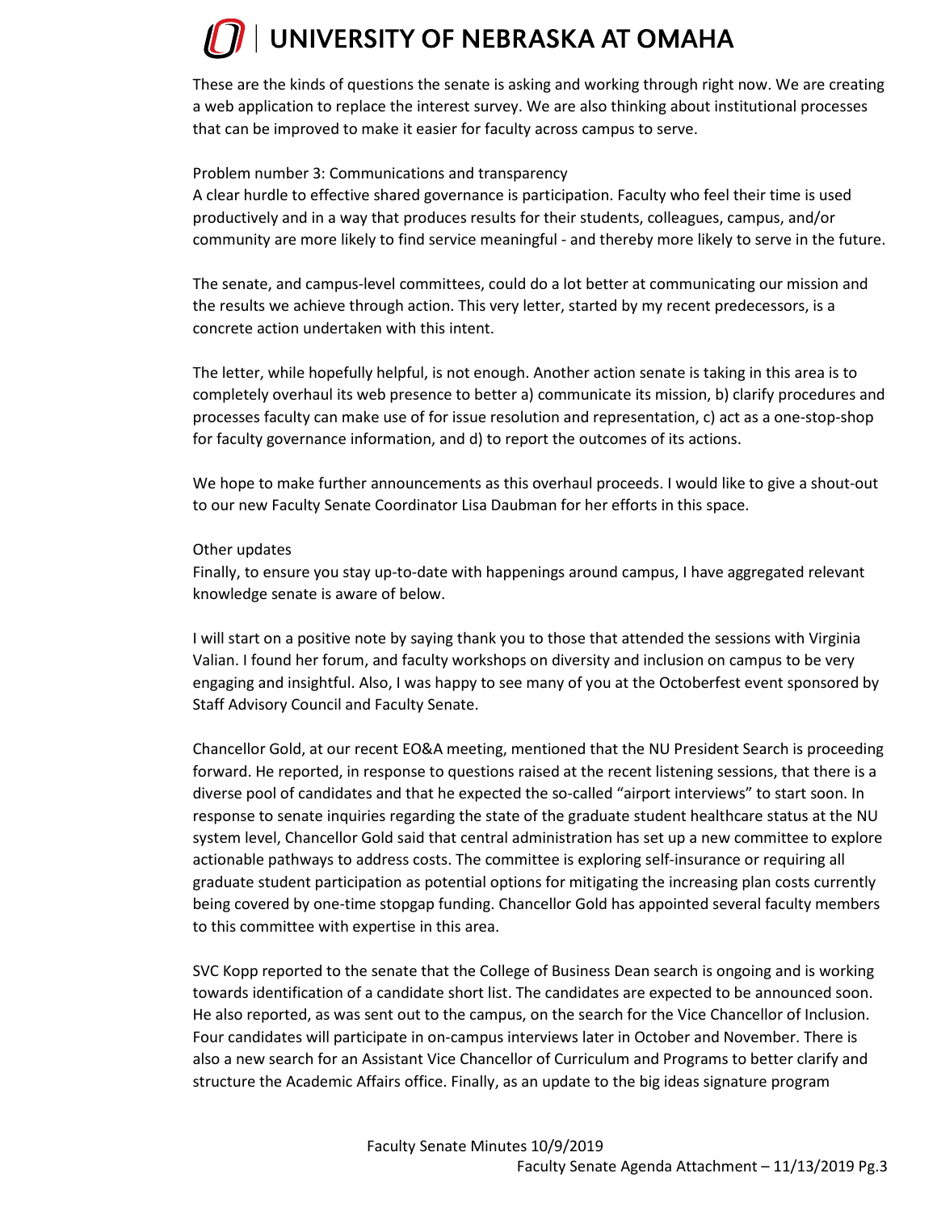These are the kinds of questions the senate is asking and working through right now. We are creating a web application to replace the interest survey. We are also thinking about institutional processes that can be improved to make it easier for faculty across campus to serve.

Problem number 3: Communications and transparency

A clear hurdle to effective shared governance is participation. Faculty who feel their time is used productively and in a way that produces results for their students, colleagues, campus, and/or community are more likely to find service meaningful - and thereby more likely to serve in the future.

The senate, and campus-level committees, could do a lot better at communicating our mission and the results we achieve through action. This very letter, started by my recent predecessors, is a concrete action undertaken with this intent.

The letter, while hopefully helpful, is not enough. Another action senate is taking in this area is to completely overhaul its web presence to better a) communicate its mission, b) clarify procedures and processes faculty can make use of for issue resolution and representation, c) act as a one-stop-shop for faculty governance information, and d) to report the outcomes of its actions.

We hope to make further announcements as this overhaul proceeds. I would like to give a shout-out to our new Faculty Senate Coordinator Lisa Daubman for her efforts in this space.

Other updates

Finally, to ensure you stay up-to-date with happenings around campus, I have aggregated relevant knowledge senate is aware of below.

I will start on a positive note by saying thank you to those that attended the sessions with Virginia Valian. I found her forum, and faculty workshops on diversity and inclusion on campus to be very engaging and insightful. Also, I was happy to see many of you at the Octoberfest event sponsored by Staff Advisory Council and Faculty Senate.

Chancellor Gold, at our recent EO&A meeting, mentioned that the NU President Search is proceeding forward. He reported, in response to questions raised at the recent listening sessions, that there is a diverse pool of candidates and that he expected the so-called “airport interviews” to start soon. In response to senate inquiries regarding the state of the graduate student healthcare status at the NU system level, Chancellor Gold said that central administration has set up a new committee to explore actionable pathways to address costs. The committee is exploring self-insurance or requiring all graduate student participation as potential options for mitigating the increasing plan costs currently being covered by one-time stopgap funding. Chancellor Gold has appointed several faculty members to this committee with expertise in this area.

SVC Kopp reported to the senate that the College of Business Dean search is ongoing and is working towards identification of a candidate short list. The candidates are expected to be announced soon. He also reported, as was sent out to the campus, on the search for the Vice Chancellor of Inclusion. Four candidates will participate in on-campus interviews later in October and November. There is also a new search for an Assistant Vice Chancellor of Curriculum and Programs to better clarify and structure the Academic Affairs office. Finally, as an update to the big ideas signature program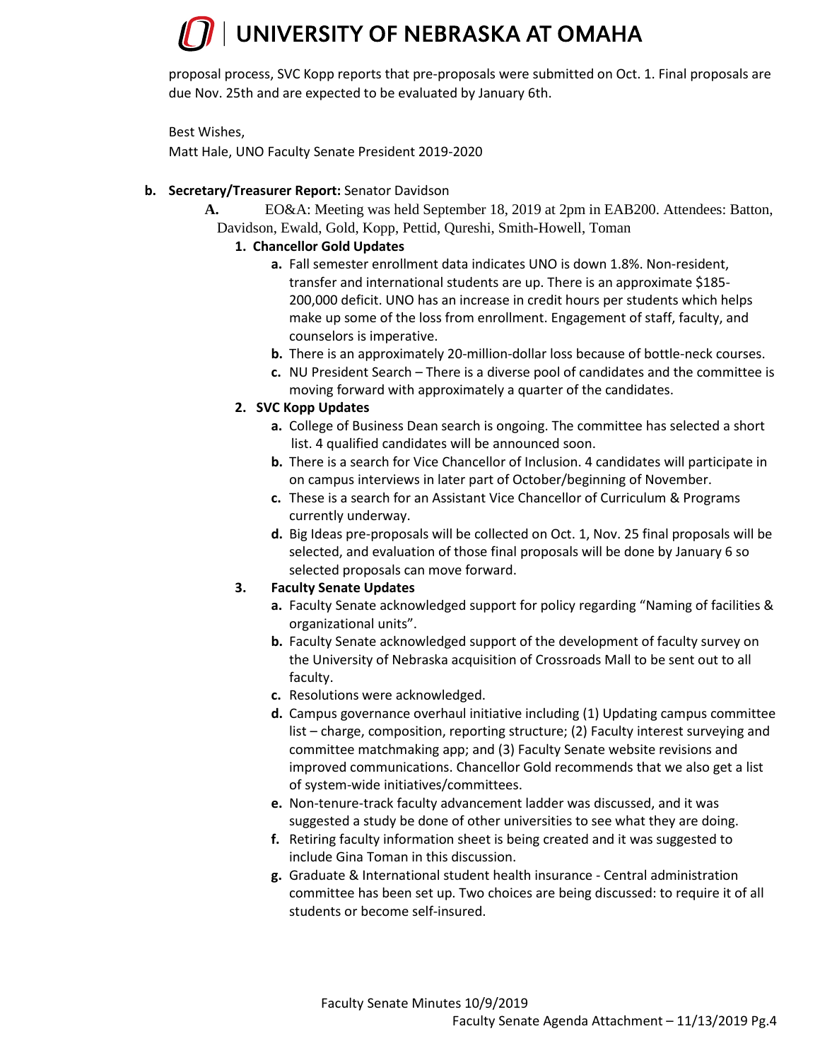proposal process, SVC Kopp reports that pre-proposals were submitted on Oct. 1. Final proposals are due Nov. 25th and are expected to be evaluated by January 6th.

Best Wishes,
Matt Hale, UNO Faculty Senate President 2019-2020

**b. Secretary/Treasurer Report:** Senator Davidson

**A.** EO&A: Meeting was held September 18, 2019 at 2pm in EAB200. Attendees: Batton, Davidson, Ewald, Gold, Kopp, Pettid, Qureshi, Smith-Howell, Toman

**1. Chancellor Gold Updates**

- **a.** Fall semester enrollment data indicates UNO is down 1.8%. Non-resident, transfer and international students are up. There is an approximate $185-200,000 deficit. UNO has an increase in credit hours per students which helps make up some of the loss from enrollment. Engagement of staff, faculty, and counselors is imperative.
- **b.** There is an approximately 20-million-dollar loss because of bottle-neck courses.
- **c.** NU President Search – There is a diverse pool of candidates and the committee is moving forward with approximately a quarter of the candidates.

**2. SVC Kopp Updates**

- **a.** College of Business Dean search is ongoing. The committee has selected a short list. 4 qualified candidates will be announced soon.
- **b.** There is a search for Vice Chancellor of Inclusion. 4 candidates will participate in on campus interviews in later part of October/beginning of November.
- **c.** These is a search for an Assistant Vice Chancellor of Curriculum & Programs currently underway.
- **d.** Big Ideas pre-proposals will be collected on Oct. 1, Nov. 25 final proposals will be selected, and evaluation of those final proposals will be done by January 6 so selected proposals can move forward.

**3. Faculty Senate Updates**

- **a.** Faculty Senate acknowledged support for policy regarding "Naming of facilities & organizational units".
- **b.** Faculty Senate acknowledged support of the development of faculty survey on the University of Nebraska acquisition of Crossroads Mall to be sent out to all faculty.
- **c.** Resolutions were acknowledged.
- **d.** Campus governance overhaul initiative including (1) Updating campus committee list – charge, composition, reporting structure; (2) Faculty interest surveying and committee matchmaking app; and (3) Faculty Senate website revisions and improved communications. Chancellor Gold recommends that we also get a list of system-wide initiatives/committees.
- **e.** Non-tenure-track faculty advancement ladder was discussed, and it was suggested a study be done of other universities to see what they are doing.
- **f.** Retiring faculty information sheet is being created and it was suggested to include Gina Toman in this discussion.
- **g.** Graduate & International student health insurance - Central administration committee has been set up. Two choices are being discussed: to require it of all students or become self-insured.

Faculty Senate Minutes 10/9/2019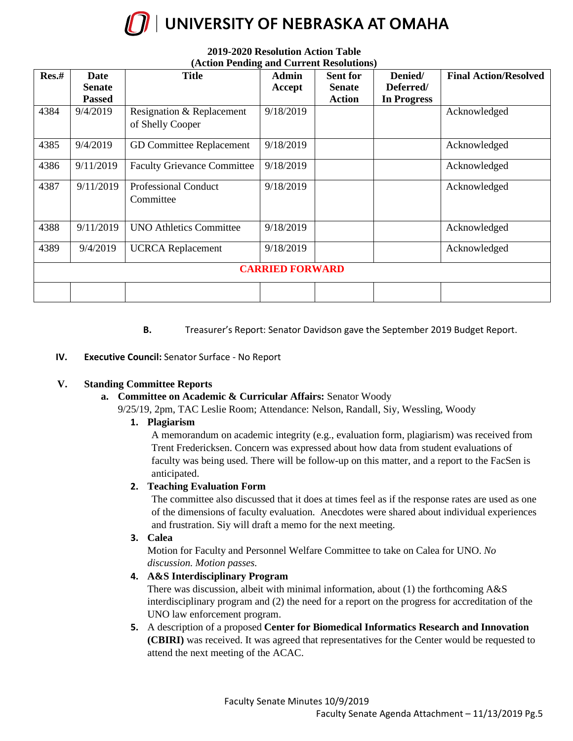# UNIVERSITY OF NEBRASKA AT OMAHA

**2019-2020 Resolution Action Table**
**(Action Pending and Current Resolutions)**

| Res.# | Date Senate Passed | Title | Admin Accept | Sent for Senate Action | Denied/ Deferred/ In Progress | Final Action/Resolved |
|---|---|---|---|---|---|---|
| 4384 | 9/4/2019 | Resignation & Replacement of Shelly Cooper | 9/18/2019 | | | Acknowledged |
| 4385 | 9/4/2019 | GD Committee Replacement | 9/18/2019 | | | Acknowledged |
| 4386 | 9/11/2019 | Faculty Grievance Committee | 9/18/2019 | | | Acknowledged |
| 4387 | 9/11/2019 | Professional Conduct Committee | 9/18/2019 | | | Acknowledged |
| 4388 | 9/11/2019 | UNO Athletics Committee | 9/18/2019 | | | Acknowledged |
| 4389 | 9/4/2019 | UCRCA Replacement | 9/18/2019 | | | Acknowledged |
| **CARRIED FORWARD** | | | | | | |
| | | | | | | |

**B.** Treasurer's Report: Senator Davidson gave the September 2019 Budget Report.

**IV. Executive Council:** Senator Surface - No Report

**V. Standing Committee Reports**

**a. Committee on Academic & Curricular Affairs:** Senator Woody

9/25/19, 2pm, TAC Leslie Room; Attendance: Nelson, Randall, Siy, Wessling, Woody

1. **Plagiarism**

   A memorandum on academic integrity (e.g., evaluation form, plagiarism) was received from Trent Fredericksen. Concern was expressed about how data from student evaluations of faculty was being used. There will be follow-up on this matter, and a report to the FacSen is anticipated.

2. **Teaching Evaluation Form**

   The committee also discussed that it does at times feel as if the response rates are used as one of the dimensions of faculty evaluation. Anecdotes were shared about individual experiences and frustration. Siy will draft a memo for the next meeting.

3. **Calea**

   Motion for Faculty and Personnel Welfare Committee to take on Calea for UNO. *No discussion. Motion passes.*

4. **A&S Interdisciplinary Program**

   There was discussion, albeit with minimal information, about (1) the forthcoming A&S interdisciplinary program and (2) the need for a report on the progress for accreditation of the UNO law enforcement program.

5. A description of a proposed **Center for Biomedical Informatics Research and Innovation (CBIRI)** was received. It was agreed that representatives for the Center would be requested to attend the next meeting of the ACAC.

Faculty Senate Minutes 10/9/2019
Faculty Senate Agenda Attachment – 11/13/2019 Pg.5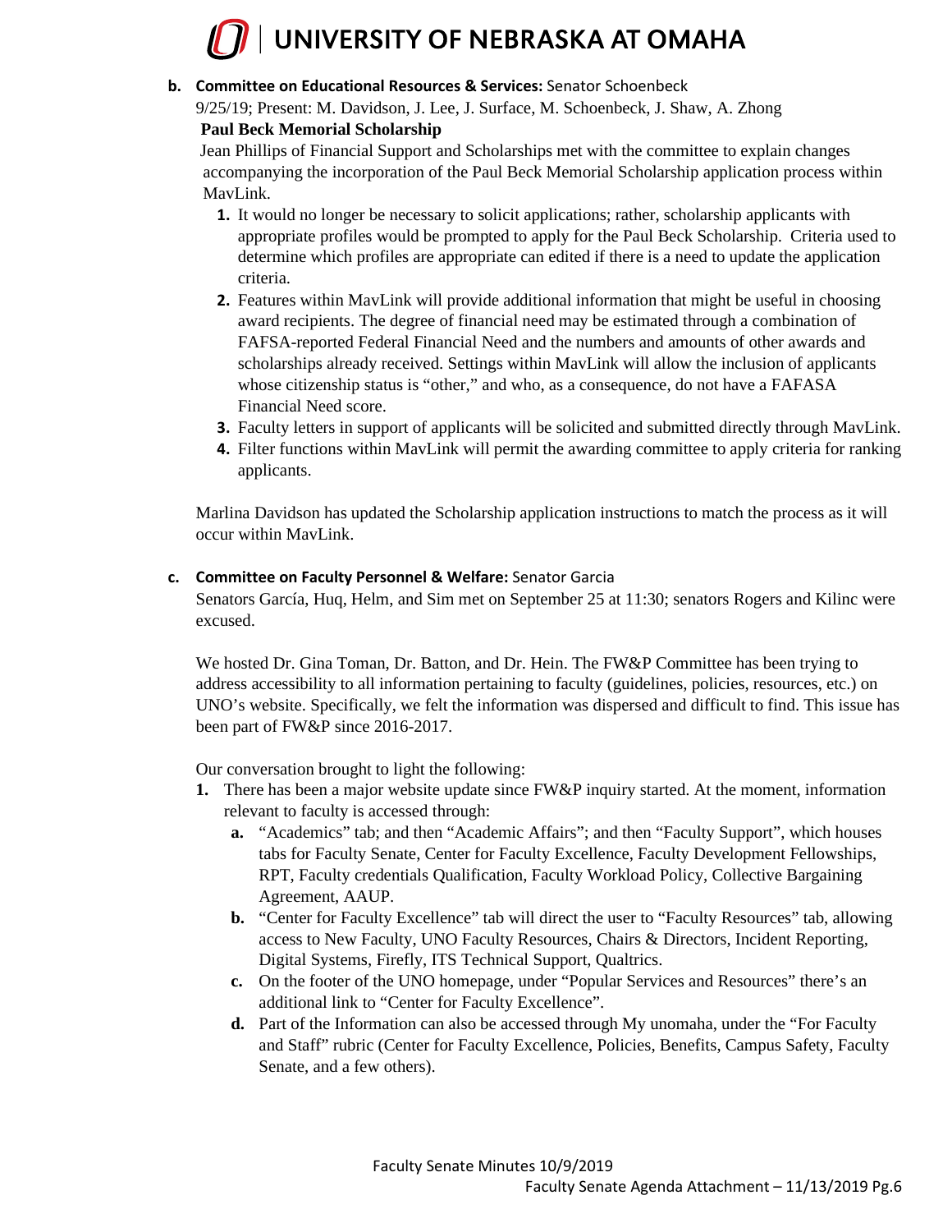**b. Committee on Educational Resources & Services:** Senator Schoenbeck

9/25/19; Present: M. Davidson, J. Lee, J. Surface, M. Schoenbeck, J. Shaw, A. Zhong

**Paul Beck Memorial Scholarship**

Jean Phillips of Financial Support and Scholarships met with the committee to explain changes accompanying the incorporation of the Paul Beck Memorial Scholarship application process within MavLink.

1. It would no longer be necessary to solicit applications; rather, scholarship applicants with appropriate profiles would be prompted to apply for the Paul Beck Scholarship. Criteria used to determine which profiles are appropriate can edited if there is a need to update the application criteria.
2. Features within MavLink will provide additional information that might be useful in choosing award recipients. The degree of financial need may be estimated through a combination of FAFSA-reported Federal Financial Need and the numbers and amounts of other awards and scholarships already received. Settings within MavLink will allow the inclusion of applicants whose citizenship status is "other," and who, as a consequence, do not have a FAFASA Financial Need score.
3. Faculty letters in support of applicants will be solicited and submitted directly through MavLink.
4. Filter functions within MavLink will permit the awarding committee to apply criteria for ranking applicants.

Marlina Davidson has updated the Scholarship application instructions to match the process as it will occur within MavLink.

**c. Committee on Faculty Personnel & Welfare:** Senator Garcia

Senators García, Huq, Helm, and Sim met on September 25 at 11:30; senators Rogers and Kilinc were excused.

We hosted Dr. Gina Toman, Dr. Batton, and Dr. Hein. The FW&P Committee has been trying to address accessibility to all information pertaining to faculty (guidelines, policies, resources, etc.) on UNO's website. Specifically, we felt the information was dispersed and difficult to find. This issue has been part of FW&P since 2016-2017.

Our conversation brought to light the following:

1. There has been a major website update since FW&P inquiry started. At the moment, information relevant to faculty is accessed through:
   a. "Academics" tab; and then "Academic Affairs"; and then "Faculty Support", which houses tabs for Faculty Senate, Center for Faculty Excellence, Faculty Development Fellowships, RPT, Faculty credentials Qualification, Faculty Workload Policy, Collective Bargaining Agreement, AAUP.
   b. "Center for Faculty Excellence" tab will direct the user to "Faculty Resources" tab, allowing access to New Faculty, UNO Faculty Resources, Chairs & Directors, Incident Reporting, Digital Systems, Firefly, ITS Technical Support, Qualtrics.
   c. On the footer of the UNO homepage, under "Popular Services and Resources" there's an additional link to "Center for Faculty Excellence".
   d. Part of the Information can also be accessed through My unomaha, under the "For Faculty and Staff" rubric (Center for Faculty Excellence, Policies, Benefits, Campus Safety, Faculty Senate, and a few others).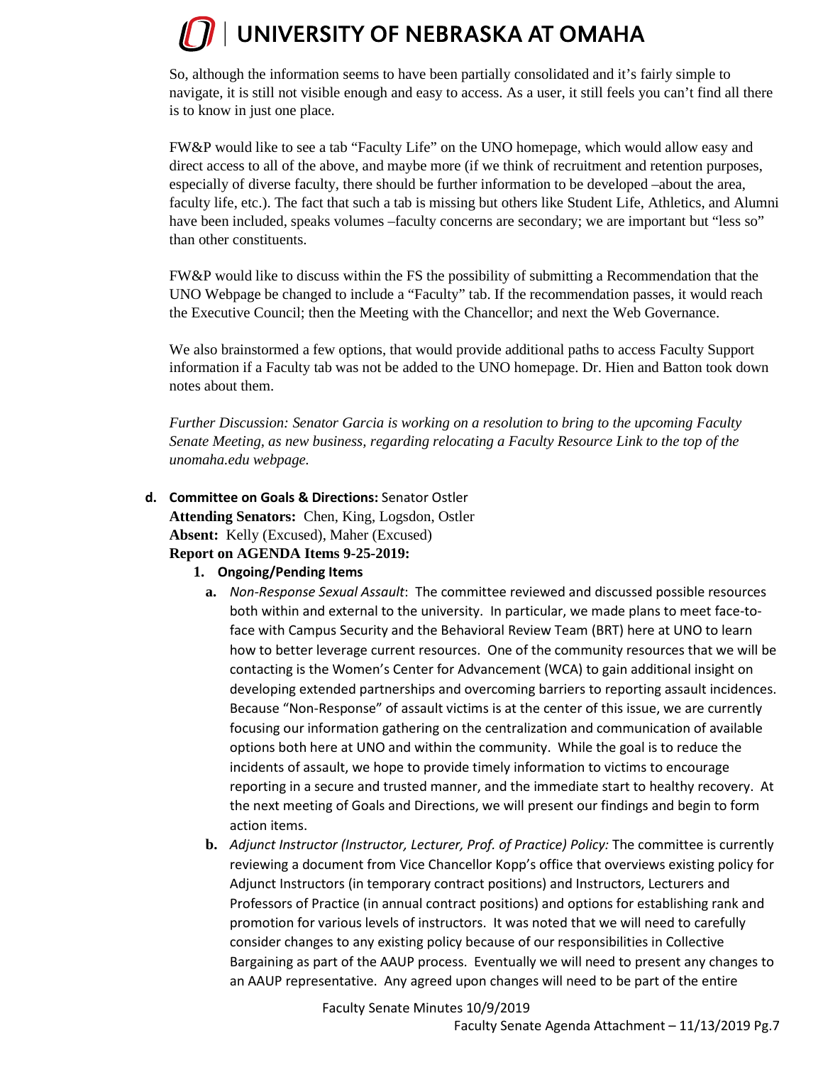So, although the information seems to have been partially consolidated and it's fairly simple to navigate, it is still not visible enough and easy to access. As a user, it still feels you can't find all there is to know in just one place.

FW&P would like to see a tab "Faculty Life" on the UNO homepage, which would allow easy and direct access to all of the above, and maybe more (if we think of recruitment and retention purposes, especially of diverse faculty, there should be further information to be developed –about the area, faculty life, etc.). The fact that such a tab is missing but others like Student Life, Athletics, and Alumni have been included, speaks volumes –faculty concerns are secondary; we are important but "less so" than other constituents.

FW&P would like to discuss within the FS the possibility of submitting a Recommendation that the UNO Webpage be changed to include a "Faculty" tab. If the recommendation passes, it would reach the Executive Council; then the Meeting with the Chancellor; and next the Web Governance.

We also brainstormed a few options, that would provide additional paths to access Faculty Support information if a Faculty tab was not be added to the UNO homepage. Dr. Hien and Batton took down notes about them.

*Further Discussion: Senator Garcia is working on a resolution to bring to the upcoming Faculty Senate Meeting, as new business, regarding relocating a Faculty Resource Link to the top of the unomaha.edu webpage.*

**d. Committee on Goals & Directions:** Senator Ostler
**Attending Senators:** Chen, King, Logsdon, Ostler
**Absent:** Kelly (Excused), Maher (Excused)
**Report on AGENDA Items 9-25-2019:**

1. **Ongoing/Pending Items**
   - **a.** *Non-Response Sexual Assault*: The committee reviewed and discussed possible resources both within and external to the university. In particular, we made plans to meet face-to-face with Campus Security and the Behavioral Review Team (BRT) here at UNO to learn how to better leverage current resources. One of the community resources that we will be contacting is the Women's Center for Advancement (WCA) to gain additional insight on developing extended partnerships and overcoming barriers to reporting assault incidences. Because "Non-Response" of assault victims is at the center of this issue, we are currently focusing our information gathering on the centralization and communication of available options both here at UNO and within the community. While the goal is to reduce the incidents of assault, we hope to provide timely information to victims to encourage reporting in a secure and trusted manner, and the immediate start to healthy recovery. At the next meeting of Goals and Directions, we will present our findings and begin to form action items.
   - **b.** *Adjunct Instructor (Instructor, Lecturer, Prof. of Practice) Policy:* The committee is currently reviewing a document from Vice Chancellor Kopp's office that overviews existing policy for Adjunct Instructors (in temporary contract positions) and Instructors, Lecturers and Professors of Practice (in annual contract positions) and options for establishing rank and promotion for various levels of instructors. It was noted that we will need to carefully consider changes to any existing policy because of our responsibilities in Collective Bargaining as part of the AAUP process. Eventually we will need to present any changes to an AAUP representative. Any agreed upon changes will need to be part of the entire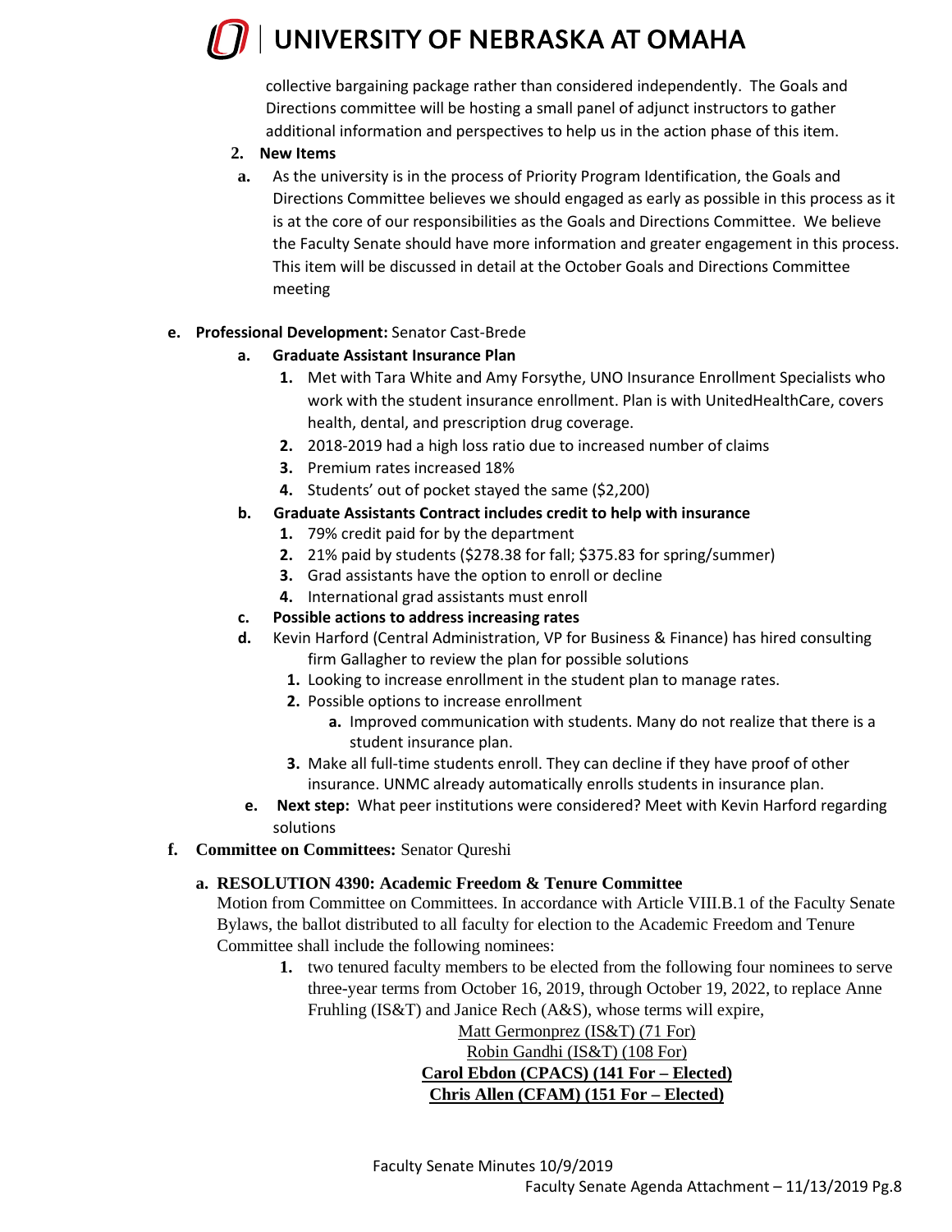collective bargaining package rather than considered independently. The Goals and Directions committee will be hosting a small panel of adjunct instructors to gather additional information and perspectives to help us in the action phase of this item.

2. **New Items**
   a. As the university is in the process of Priority Program Identification, the Goals and Directions Committee believes we should engaged as early as possible in this process as it is at the core of our responsibilities as the Goals and Directions Committee. We believe the Faculty Senate should have more information and greater engagement in this process. This item will be discussed in detail at the October Goals and Directions Committee meeting

e. **Professional Development:** Senator Cast-Brede
   a. **Graduate Assistant Insurance Plan**
      1. Met with Tara White and Amy Forsythe, UNO Insurance Enrollment Specialists who work with the student insurance enrollment. Plan is with UnitedHealthCare, covers health, dental, and prescription drug coverage.
      2. 2018-2019 had a high loss ratio due to increased number of claims
      3. Premium rates increased 18%
      4. Students' out of pocket stayed the same ($2,200)
   b. **Graduate Assistants Contract includes credit to help with insurance**
      1. 79% credit paid for by the department
      2. 21% paid by students ($278.38 for fall; $375.83 for spring/summer)
      3. Grad assistants have the option to enroll or decline
      4. International grad assistants must enroll
   c. **Possible actions to address increasing rates**
   d. Kevin Harford (Central Administration, VP for Business & Finance) has hired consulting firm Gallagher to review the plan for possible solutions
      1. Looking to increase enrollment in the student plan to manage rates.
      2. Possible options to increase enrollment
         a. Improved communication with students. Many do not realize that there is a student insurance plan.
      3. Make all full-time students enroll. They can decline if they have proof of other insurance. UNMC already automatically enrolls students in insurance plan.
   e. **Next step:** What peer institutions were considered? Meet with Kevin Harford regarding solutions

f. **Committee on Committees:** Senator Qureshi
   a. **RESOLUTION 4390: Academic Freedom & Tenure Committee**
      Motion from Committee on Committees. In accordance with Article VIII.B.1 of the Faculty Senate Bylaws, the ballot distributed to all faculty for election to the Academic Freedom and Tenure Committee shall include the following nominees:
      1. two tenured faculty members to be elected from the following four nominees to serve three-year terms from October 16, 2019, through October 19, 2022, to replace Anne Fruhling (IS&T) and Janice Rech (A&S), whose terms will expire,

         Matt Germonprez (IS&T) (71 For)
         Robin Gandhi (IS&T) (108 For)
         **Carol Ebdon (CPACS) (141 For – Elected)**
         **Chris Allen (CFAM) (151 For – Elected)**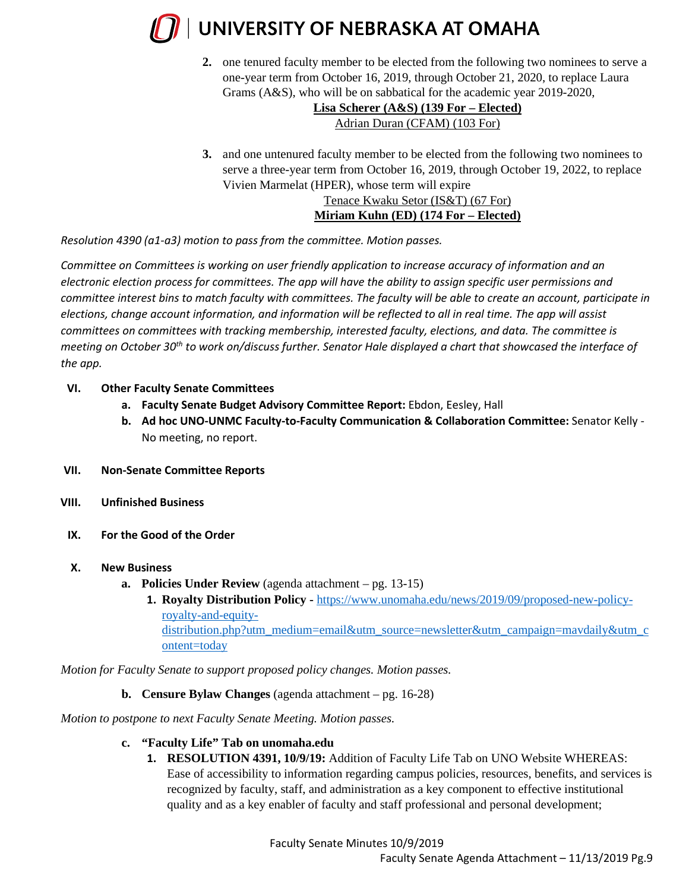2. one tenured faculty member to be elected from the following two nominees to serve a one-year term from October 16, 2019, through October 21, 2020, to replace Laura Grams (A&S), who will be on sabbatical for the academic year 2019-2020,

   **Lisa Scherer (A&S) (139 For – Elected)**
   Adrian Duran (CFAM) (103 For)

3. and one untenured faculty member to be elected from the following two nominees to serve a three-year term from October 16, 2019, through October 19, 2022, to replace Vivien Marmelat (HPER), whose term will expire

   Tenace Kwaku Setor (IS&T) (67 For)
   **Miriam Kuhn (ED) (174 For – Elected)**

*Resolution 4390 (a1-a3) motion to pass from the committee. Motion passes.*

*Committee on Committees is working on user friendly application to increase accuracy of information and an electronic election process for committees. The app will have the ability to assign specific user permissions and committee interest bins to match faculty with committees. The faculty will be able to create an account, participate in elections, change account information, and information will be reflected to all in real time. The app will assist committees on committees with tracking membership, interested faculty, elections, and data. The committee is meeting on October 30th to work on/discuss further. Senator Hale displayed a chart that showcased the interface of the app.*

## VI. Other Faculty Senate Committees

a. **Faculty Senate Budget Advisory Committee Report:** Ebdon, Eesley, Hall

b. **Ad hoc UNO-UNMC Faculty-to-Faculty Communication & Collaboration Committee:** Senator Kelly - No meeting, no report.

## VII. Non-Senate Committee Reports

## VIII. Unfinished Business

## IX. For the Good of the Order

## X. New Business

a. **Policies Under Review** (agenda attachment – pg. 13-15)

   1. **Royalty Distribution Policy -** https://www.unomaha.edu/news/2019/09/proposed-new-policy-royalty-and-equity-distribution.php?utm_medium=email&utm_source=newsletter&utm_campaign=mavdaily&utm_content=today

*Motion for Faculty Senate to support proposed policy changes. Motion passes.*

b. **Censure Bylaw Changes** (agenda attachment – pg. 16-28)

*Motion to postpone to next Faculty Senate Meeting. Motion passes.*

c. **"Faculty Life" Tab on unomaha.edu**

   1. **RESOLUTION 4391, 10/9/19:** Addition of Faculty Life Tab on UNO Website WHEREAS: Ease of accessibility to information regarding campus policies, resources, benefits, and services is recognized by faculty, staff, and administration as a key component to effective institutional quality and as a key enabler of faculty and staff professional and personal development;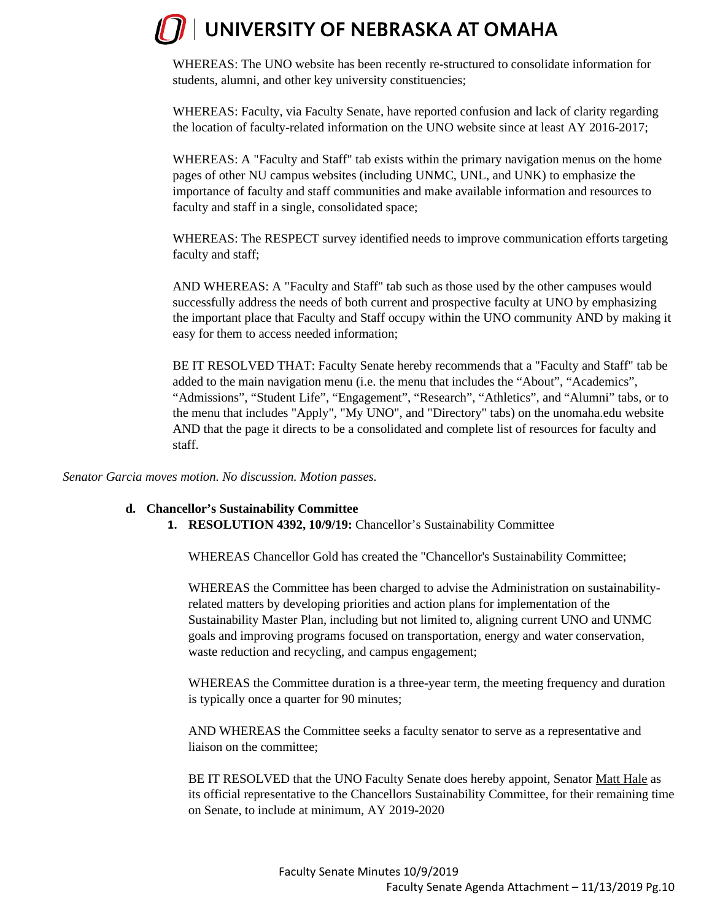WHEREAS: The UNO website has been recently re-structured to consolidate information for students, alumni, and other key university constituencies;

WHEREAS: Faculty, via Faculty Senate, have reported confusion and lack of clarity regarding the location of faculty-related information on the UNO website since at least AY 2016-2017;

WHEREAS: A "Faculty and Staff" tab exists within the primary navigation menus on the home pages of other NU campus websites (including UNMC, UNL, and UNK) to emphasize the importance of faculty and staff communities and make available information and resources to faculty and staff in a single, consolidated space;

WHEREAS: The RESPECT survey identified needs to improve communication efforts targeting faculty and staff;

AND WHEREAS: A "Faculty and Staff" tab such as those used by the other campuses would successfully address the needs of both current and prospective faculty at UNO by emphasizing the important place that Faculty and Staff occupy within the UNO community AND by making it easy for them to access needed information;

BE IT RESOLVED THAT: Faculty Senate hereby recommends that a "Faculty and Staff" tab be added to the main navigation menu (i.e. the menu that includes the “About”, “Academics”, “Admissions”, “Student Life”, “Engagement”, “Research”, “Athletics”, and “Alumni” tabs, or to the menu that includes "Apply", "My UNO", and "Directory" tabs) on the unomaha.edu website AND that the page it directs to be a consolidated and complete list of resources for faculty and staff.

*Senator Garcia moves motion. No discussion. Motion passes.*

**d. Chancellor’s Sustainability Committee**

1. **RESOLUTION 4392, 10/9/19:** Chancellor’s Sustainability Committee

WHEREAS Chancellor Gold has created the "Chancellor's Sustainability Committee;

WHEREAS the Committee has been charged to advise the Administration on sustainability-related matters by developing priorities and action plans for implementation of the Sustainability Master Plan, including but not limited to, aligning current UNO and UNMC goals and improving programs focused on transportation, energy and water conservation, waste reduction and recycling, and campus engagement;

WHEREAS the Committee duration is a three-year term, the meeting frequency and duration is typically once a quarter for 90 minutes;

AND WHEREAS the Committee seeks a faculty senator to serve as a representative and liaison on the committee;

BE IT RESOLVED that the UNO Faculty Senate does hereby appoint, Senator Matt Hale as its official representative to the Chancellors Sustainability Committee, for their remaining time on Senate, to include at minimum, AY 2019-2020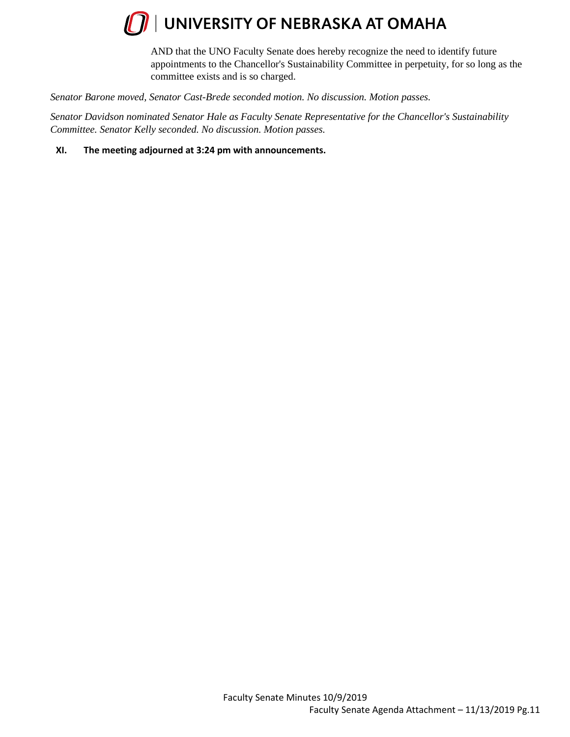AND that the UNO Faculty Senate does hereby recognize the need to identify future appointments to the Chancellor's Sustainability Committee in perpetuity, for so long as the committee exists and is so charged.

*Senator Barone moved, Senator Cast-Brede seconded motion. No discussion. Motion passes.*

*Senator Davidson nominated Senator Hale as Faculty Senate Representative for the Chancellor's Sustainability Committee. Senator Kelly seconded. No discussion. Motion passes.*

**XI. The meeting adjourned at 3:24 pm with announcements.**